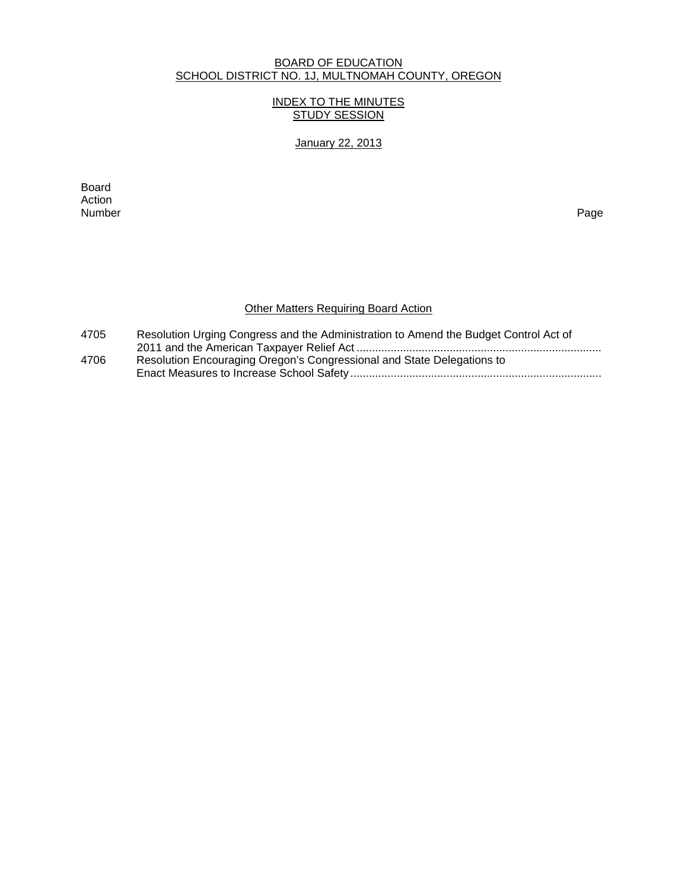BOARD OF EDUCATION
SCHOOL DISTRICT NO. 1J, MULTNOMAH COUNTY, OREGON

INDEX TO THE MINUTES
STUDY SESSION

January 22, 2013

| Board Action Number | | Page |
|---|---|---|

**Other Matters Requiring Board Action**

| | | |
|---|---|---|
| 4705 | Resolution Urging Congress and the Administration to Amend the Budget Control Act of 2011 and the American Taxpayer Relief Act | |
| 4706 | Resolution Encouraging Oregon's Congressional and State Delegations to Enact Measures to Increase School Safety | |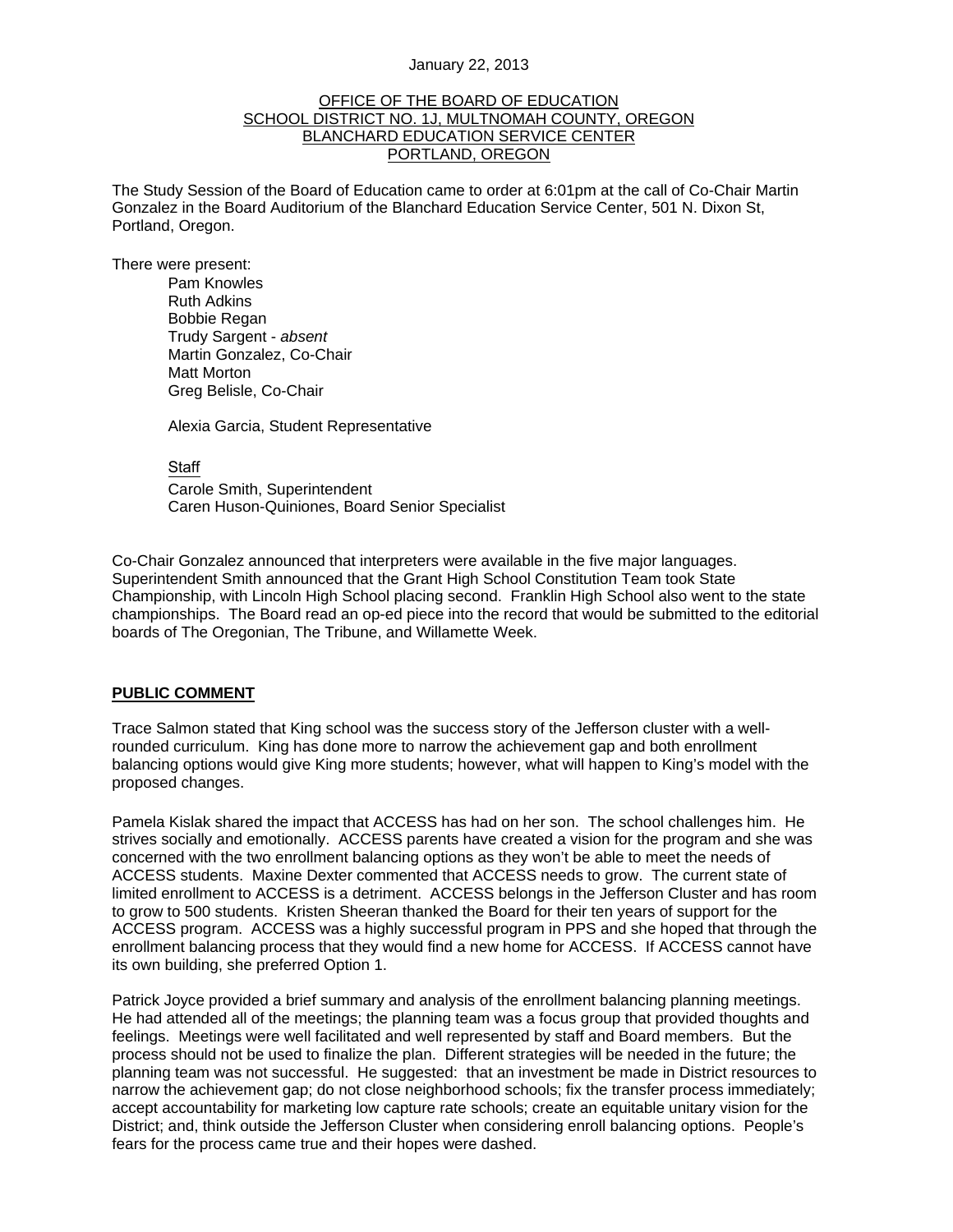January 22, 2013

OFFICE OF THE BOARD OF EDUCATION
SCHOOL DISTRICT NO. 1J, MULTNOMAH COUNTY, OREGON
BLANCHARD EDUCATION SERVICE CENTER
PORTLAND, OREGON

The Study Session of the Board of Education came to order at 6:01pm at the call of Co-Chair Martin Gonzalez in the Board Auditorium of the Blanchard Education Service Center, 501 N. Dixon St, Portland, Oregon.

There were present:

Pam Knowles
Ruth Adkins
Bobbie Regan
Trudy Sargent - *absent*
Martin Gonzalez, Co-Chair
Matt Morton
Greg Belisle, Co-Chair

Alexia Garcia, Student Representative

Staff
Carole Smith, Superintendent
Caren Huson-Quiniones, Board Senior Specialist

Co-Chair Gonzalez announced that interpreters were available in the five major languages. Superintendent Smith announced that the Grant High School Constitution Team took State Championship, with Lincoln High School placing second. Franklin High School also went to the state championships. The Board read an op-ed piece into the record that would be submitted to the editorial boards of The Oregonian, The Tribune, and Willamette Week.

**PUBLIC COMMENT**

Trace Salmon stated that King school was the success story of the Jefferson cluster with a well-rounded curriculum. King has done more to narrow the achievement gap and both enrollment balancing options would give King more students; however, what will happen to King's model with the proposed changes.

Pamela Kislak shared the impact that ACCESS has had on her son. The school challenges him. He strives socially and emotionally. ACCESS parents have created a vision for the program and she was concerned with the two enrollment balancing options as they won't be able to meet the needs of ACCESS students. Maxine Dexter commented that ACCESS needs to grow. The current state of limited enrollment to ACCESS is a detriment. ACCESS belongs in the Jefferson Cluster and has room to grow to 500 students. Kristen Sheeran thanked the Board for their ten years of support for the ACCESS program. ACCESS was a highly successful program in PPS and she hoped that through the enrollment balancing process that they would find a new home for ACCESS. If ACCESS cannot have its own building, she preferred Option 1.

Patrick Joyce provided a brief summary and analysis of the enrollment balancing planning meetings. He had attended all of the meetings; the planning team was a focus group that provided thoughts and feelings. Meetings were well facilitated and well represented by staff and Board members. But the process should not be used to finalize the plan. Different strategies will be needed in the future; the planning team was not successful. He suggested: that an investment be made in District resources to narrow the achievement gap; do not close neighborhood schools; fix the transfer process immediately; accept accountability for marketing low capture rate schools; create an equitable unitary vision for the District; and, think outside the Jefferson Cluster when considering enroll balancing options. People's fears for the process came true and their hopes were dashed.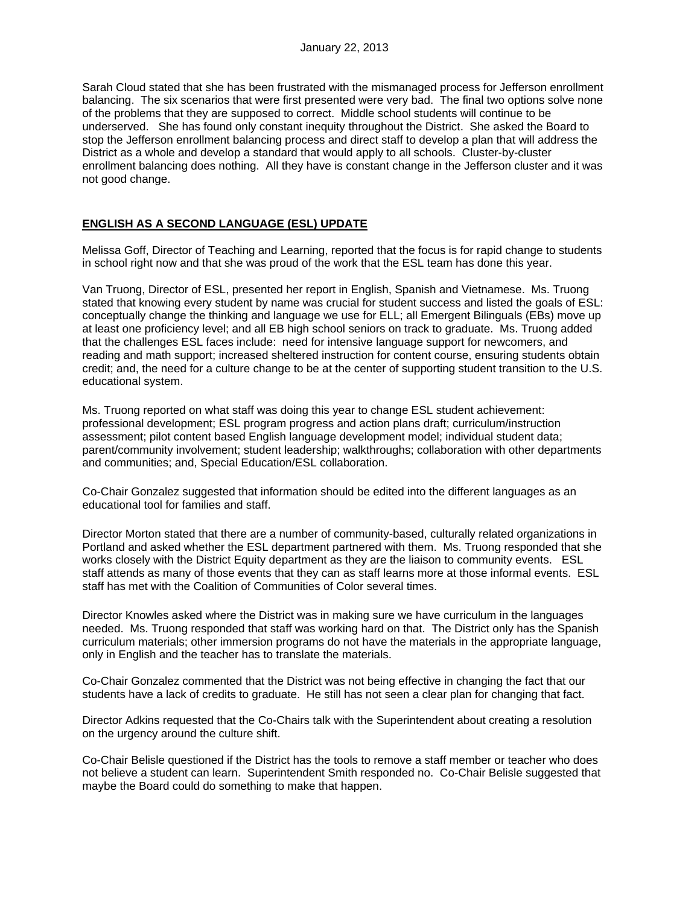Sarah Cloud stated that she has been frustrated with the mismanaged process for Jefferson enrollment balancing. The six scenarios that were first presented were very bad. The final two options solve none of the problems that they are supposed to correct. Middle school students will continue to be underserved. She has found only constant inequity throughout the District. She asked the Board to stop the Jefferson enrollment balancing process and direct staff to develop a plan that will address the District as a whole and develop a standard that would apply to all schools. Cluster-by-cluster enrollment balancing does nothing. All they have is constant change in the Jefferson cluster and it was not good change.

## ENGLISH AS A SECOND LANGUAGE (ESL) UPDATE

Melissa Goff, Director of Teaching and Learning, reported that the focus is for rapid change to students in school right now and that she was proud of the work that the ESL team has done this year.

Van Truong, Director of ESL, presented her report in English, Spanish and Vietnamese. Ms. Truong stated that knowing every student by name was crucial for student success and listed the goals of ESL: conceptually change the thinking and language we use for ELL; all Emergent Bilinguals (EBs) move up at least one proficiency level; and all EB high school seniors on track to graduate. Ms. Truong added that the challenges ESL faces include: need for intensive language support for newcomers, and reading and math support; increased sheltered instruction for content course, ensuring students obtain credit; and, the need for a culture change to be at the center of supporting student transition to the U.S. educational system.

Ms. Truong reported on what staff was doing this year to change ESL student achievement: professional development; ESL program progress and action plans draft; curriculum/instruction assessment; pilot content based English language development model; individual student data; parent/community involvement; student leadership; walkthroughs; collaboration with other departments and communities; and, Special Education/ESL collaboration.

Co-Chair Gonzalez suggested that information should be edited into the different languages as an educational tool for families and staff.

Director Morton stated that there are a number of community-based, culturally related organizations in Portland and asked whether the ESL department partnered with them. Ms. Truong responded that she works closely with the District Equity department as they are the liaison to community events. ESL staff attends as many of those events that they can as staff learns more at those informal events. ESL staff has met with the Coalition of Communities of Color several times.

Director Knowles asked where the District was in making sure we have curriculum in the languages needed. Ms. Truong responded that staff was working hard on that. The District only has the Spanish curriculum materials; other immersion programs do not have the materials in the appropriate language, only in English and the teacher has to translate the materials.

Co-Chair Gonzalez commented that the District was not being effective in changing the fact that our students have a lack of credits to graduate. He still has not seen a clear plan for changing that fact.

Director Adkins requested that the Co-Chairs talk with the Superintendent about creating a resolution on the urgency around the culture shift.

Co-Chair Belisle questioned if the District has the tools to remove a staff member or teacher who does not believe a student can learn. Superintendent Smith responded no. Co-Chair Belisle suggested that maybe the Board could do something to make that happen.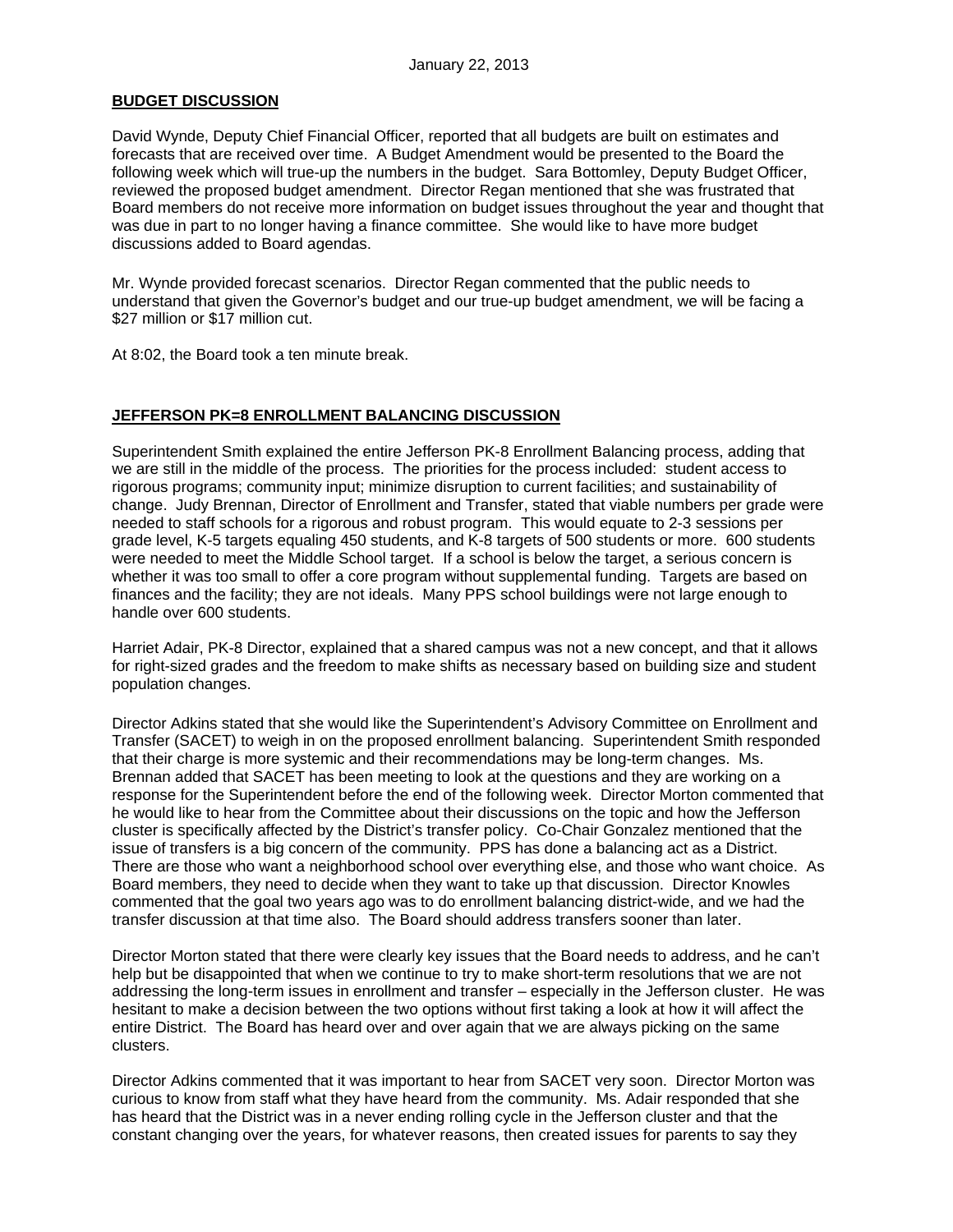January 22, 2013

**BUDGET DISCUSSION**

David Wynde, Deputy Chief Financial Officer, reported that all budgets are built on estimates and forecasts that are received over time. A Budget Amendment would be presented to the Board the following week which will true-up the numbers in the budget. Sara Bottomley, Deputy Budget Officer, reviewed the proposed budget amendment. Director Regan mentioned that she was frustrated that Board members do not receive more information on budget issues throughout the year and thought that was due in part to no longer having a finance committee. She would like to have more budget discussions added to Board agendas.

Mr. Wynde provided forecast scenarios. Director Regan commented that the public needs to understand that given the Governor's budget and our true-up budget amendment, we will be facing a $27 million or $17 million cut.

At 8:02, the Board took a ten minute break.

**JEFFERSON PK=8 ENROLLMENT BALANCING DISCUSSION**

Superintendent Smith explained the entire Jefferson PK-8 Enrollment Balancing process, adding that we are still in the middle of the process. The priorities for the process included: student access to rigorous programs; community input; minimize disruption to current facilities; and sustainability of change. Judy Brennan, Director of Enrollment and Transfer, stated that viable numbers per grade were needed to staff schools for a rigorous and robust program. This would equate to 2-3 sessions per grade level, K-5 targets equaling 450 students, and K-8 targets of 500 students or more. 600 students were needed to meet the Middle School target. If a school is below the target, a serious concern is whether it was too small to offer a core program without supplemental funding. Targets are based on finances and the facility; they are not ideals. Many PPS school buildings were not large enough to handle over 600 students.

Harriet Adair, PK-8 Director, explained that a shared campus was not a new concept, and that it allows for right-sized grades and the freedom to make shifts as necessary based on building size and student population changes.

Director Adkins stated that she would like the Superintendent's Advisory Committee on Enrollment and Transfer (SACET) to weigh in on the proposed enrollment balancing. Superintendent Smith responded that their charge is more systemic and their recommendations may be long-term changes. Ms. Brennan added that SACET has been meeting to look at the questions and they are working on a response for the Superintendent before the end of the following week. Director Morton commented that he would like to hear from the Committee about their discussions on the topic and how the Jefferson cluster is specifically affected by the District's transfer policy. Co-Chair Gonzalez mentioned that the issue of transfers is a big concern of the community. PPS has done a balancing act as a District. There are those who want a neighborhood school over everything else, and those who want choice. As Board members, they need to decide when they want to take up that discussion. Director Knowles commented that the goal two years ago was to do enrollment balancing district-wide, and we had the transfer discussion at that time also. The Board should address transfers sooner than later.

Director Morton stated that there were clearly key issues that the Board needs to address, and he can't help but be disappointed that when we continue to try to make short-term resolutions that we are not addressing the long-term issues in enrollment and transfer – especially in the Jefferson cluster. He was hesitant to make a decision between the two options without first taking a look at how it will affect the entire District. The Board has heard over and over again that we are always picking on the same clusters.

Director Adkins commented that it was important to hear from SACET very soon. Director Morton was curious to know from staff what they have heard from the community. Ms. Adair responded that she has heard that the District was in a never ending rolling cycle in the Jefferson cluster and that the constant changing over the years, for whatever reasons, then created issues for parents to say they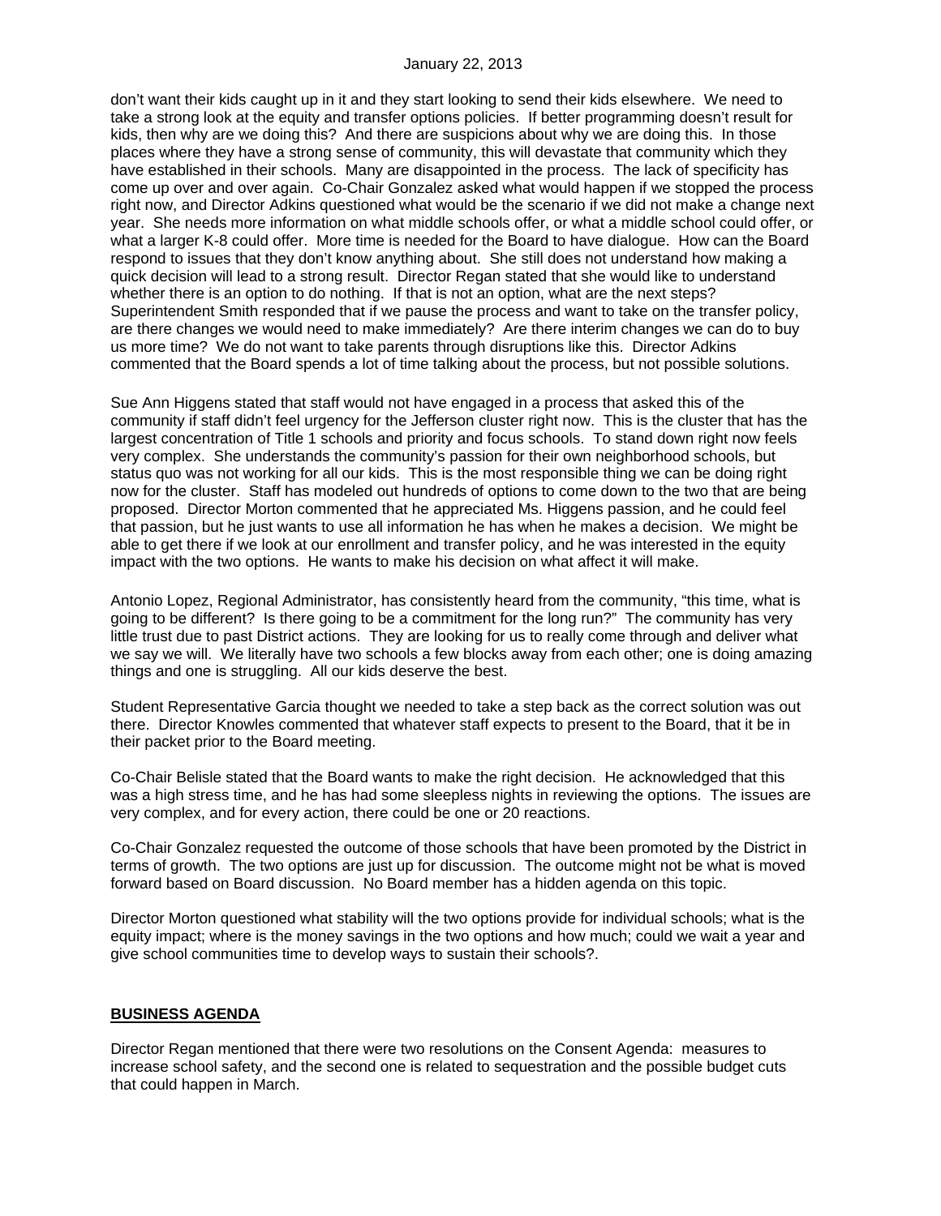don't want their kids caught up in it and they start looking to send their kids elsewhere. We need to take a strong look at the equity and transfer options policies. If better programming doesn't result for kids, then why are we doing this? And there are suspicions about why we are doing this. In those places where they have a strong sense of community, this will devastate that community which they have established in their schools. Many are disappointed in the process. The lack of specificity has come up over and over again. Co-Chair Gonzalez asked what would happen if we stopped the process right now, and Director Adkins questioned what would be the scenario if we did not make a change next year. She needs more information on what middle schools offer, or what a middle school could offer, or what a larger K-8 could offer. More time is needed for the Board to have dialogue. How can the Board respond to issues that they don't know anything about. She still does not understand how making a quick decision will lead to a strong result. Director Regan stated that she would like to understand whether there is an option to do nothing. If that is not an option, what are the next steps? Superintendent Smith responded that if we pause the process and want to take on the transfer policy, are there changes we would need to make immediately? Are there interim changes we can do to buy us more time? We do not want to take parents through disruptions like this. Director Adkins commented that the Board spends a lot of time talking about the process, but not possible solutions.

Sue Ann Higgens stated that staff would not have engaged in a process that asked this of the community if staff didn't feel urgency for the Jefferson cluster right now. This is the cluster that has the largest concentration of Title 1 schools and priority and focus schools. To stand down right now feels very complex. She understands the community's passion for their own neighborhood schools, but status quo was not working for all our kids. This is the most responsible thing we can be doing right now for the cluster. Staff has modeled out hundreds of options to come down to the two that are being proposed. Director Morton commented that he appreciated Ms. Higgens passion, and he could feel that passion, but he just wants to use all information he has when he makes a decision. We might be able to get there if we look at our enrollment and transfer policy, and he was interested in the equity impact with the two options. He wants to make his decision on what affect it will make.

Antonio Lopez, Regional Administrator, has consistently heard from the community, "this time, what is going to be different? Is there going to be a commitment for the long run?" The community has very little trust due to past District actions. They are looking for us to really come through and deliver what we say we will. We literally have two schools a few blocks away from each other; one is doing amazing things and one is struggling. All our kids deserve the best.

Student Representative Garcia thought we needed to take a step back as the correct solution was out there. Director Knowles commented that whatever staff expects to present to the Board, that it be in their packet prior to the Board meeting.

Co-Chair Belisle stated that the Board wants to make the right decision. He acknowledged that this was a high stress time, and he has had some sleepless nights in reviewing the options. The issues are very complex, and for every action, there could be one or 20 reactions.

Co-Chair Gonzalez requested the outcome of those schools that have been promoted by the District in terms of growth. The two options are just up for discussion. The outcome might not be what is moved forward based on Board discussion. No Board member has a hidden agenda on this topic.

Director Morton questioned what stability will the two options provide for individual schools; what is the equity impact; where is the money savings in the two options and how much; could we wait a year and give school communities time to develop ways to sustain their schools?.

## BUSINESS AGENDA

Director Regan mentioned that there were two resolutions on the Consent Agenda: measures to increase school safety, and the second one is related to sequestration and the possible budget cuts that could happen in March.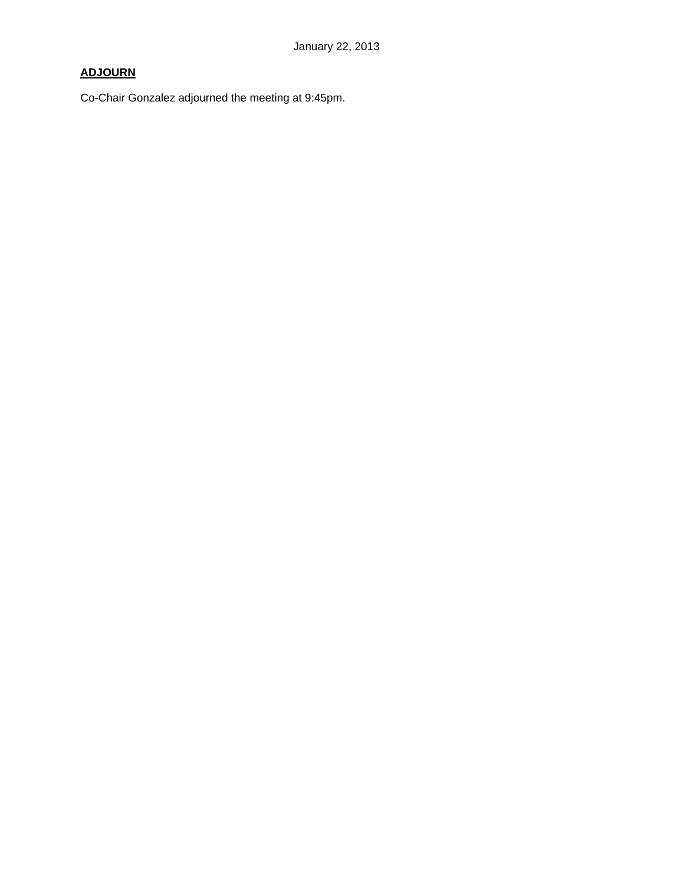**ADJOURN**

Co-Chair Gonzalez adjourned the meeting at 9:45pm.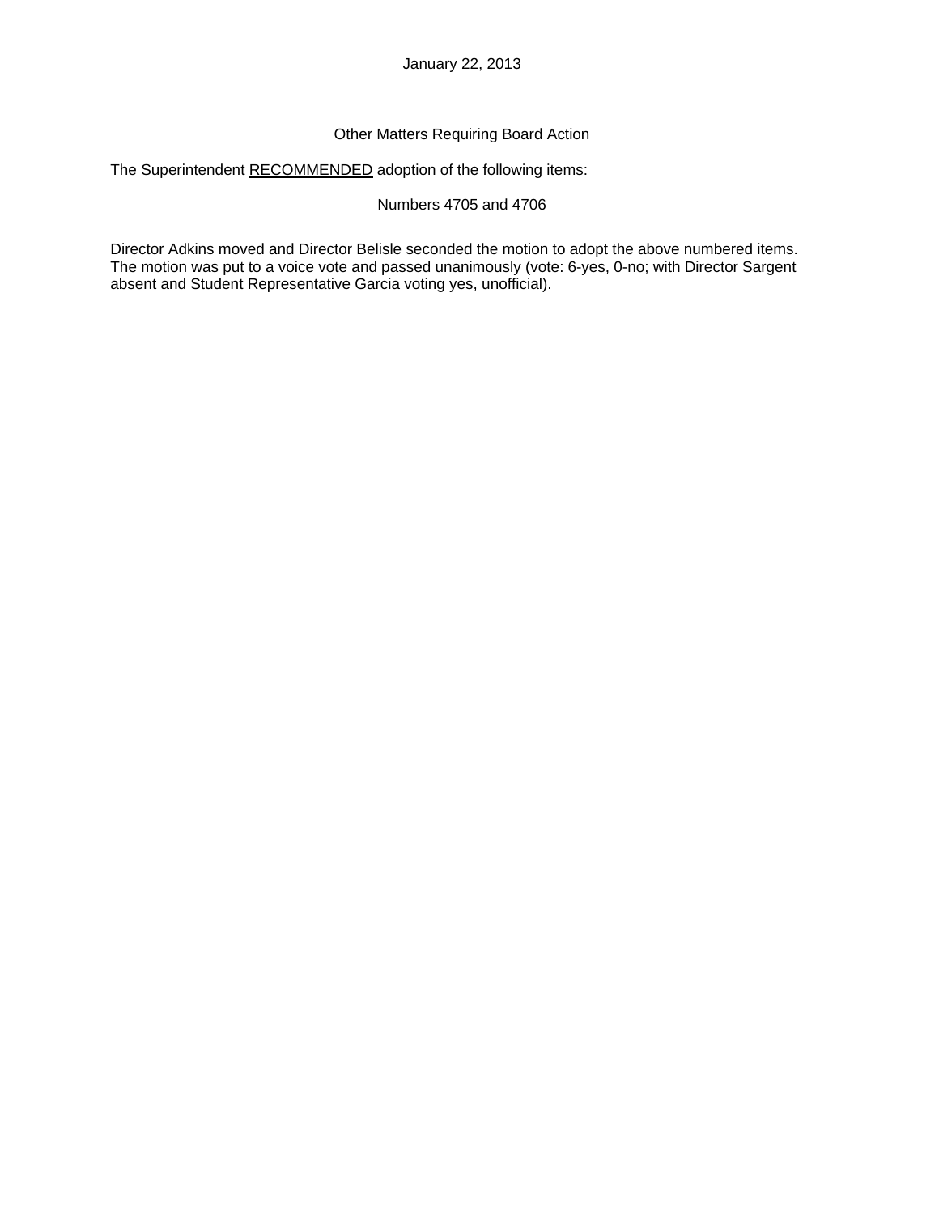January 22, 2013

Other Matters Requiring Board Action

The Superintendent RECOMMENDED adoption of the following items:

Numbers 4705 and 4706

Director Adkins moved and Director Belisle seconded the motion to adopt the above numbered items. The motion was put to a voice vote and passed unanimously (vote: 6-yes, 0-no; with Director Sargent absent and Student Representative Garcia voting yes, unofficial).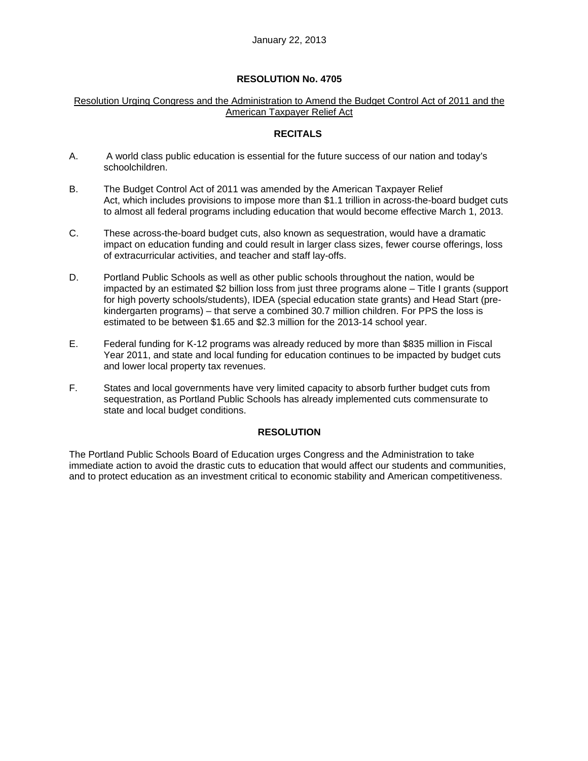January 22, 2013

## RESOLUTION No. 4705

Resolution Urging Congress and the Administration to Amend the Budget Control Act of 2011 and the American Taxpayer Relief Act

### RECITALS

A. A world class public education is essential for the future success of our nation and today's schoolchildren.

B. The Budget Control Act of 2011 was amended by the American Taxpayer Relief Act, which includes provisions to impose more than $1.1 trillion in across-the-board budget cuts to almost all federal programs including education that would become effective March 1, 2013.

C. These across-the-board budget cuts, also known as sequestration, would have a dramatic impact on education funding and could result in larger class sizes, fewer course offerings, loss of extracurricular activities, and teacher and staff lay-offs.

D. Portland Public Schools as well as other public schools throughout the nation, would be impacted by an estimated $2 billion loss from just three programs alone – Title I grants (support for high poverty schools/students), IDEA (special education state grants) and Head Start (pre-kindergarten programs) – that serve a combined 30.7 million children. For PPS the loss is estimated to be between $1.65 and $2.3 million for the 2013-14 school year.

E. Federal funding for K-12 programs was already reduced by more than $835 million in Fiscal Year 2011, and state and local funding for education continues to be impacted by budget cuts and lower local property tax revenues.

F. States and local governments have very limited capacity to absorb further budget cuts from sequestration, as Portland Public Schools has already implemented cuts commensurate to state and local budget conditions.

### RESOLUTION

The Portland Public Schools Board of Education urges Congress and the Administration to take immediate action to avoid the drastic cuts to education that would affect our students and communities, and to protect education as an investment critical to economic stability and American competitiveness.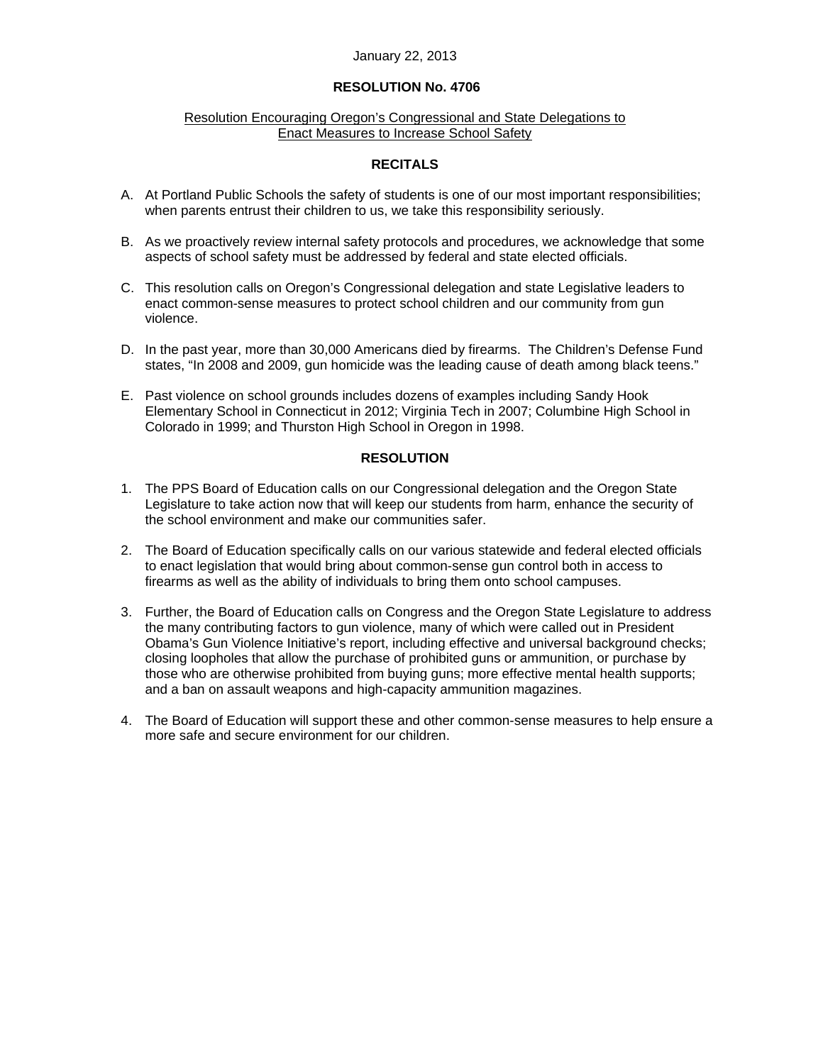January 22, 2013

**RESOLUTION No. 4706**

Resolution Encouraging Oregon's Congressional and State Delegations to Enact Measures to Increase School Safety

**RECITALS**

A. At Portland Public Schools the safety of students is one of our most important responsibilities; when parents entrust their children to us, we take this responsibility seriously.

B. As we proactively review internal safety protocols and procedures, we acknowledge that some aspects of school safety must be addressed by federal and state elected officials.

C. This resolution calls on Oregon's Congressional delegation and state Legislative leaders to enact common-sense measures to protect school children and our community from gun violence.

D. In the past year, more than 30,000 Americans died by firearms. The Children's Defense Fund states, "In 2008 and 2009, gun homicide was the leading cause of death among black teens."

E. Past violence on school grounds includes dozens of examples including Sandy Hook Elementary School in Connecticut in 2012; Virginia Tech in 2007; Columbine High School in Colorado in 1999; and Thurston High School in Oregon in 1998.

**RESOLUTION**

1. The PPS Board of Education calls on our Congressional delegation and the Oregon State Legislature to take action now that will keep our students from harm, enhance the security of the school environment and make our communities safer.

2. The Board of Education specifically calls on our various statewide and federal elected officials to enact legislation that would bring about common-sense gun control both in access to firearms as well as the ability of individuals to bring them onto school campuses.

3. Further, the Board of Education calls on Congress and the Oregon State Legislature to address the many contributing factors to gun violence, many of which were called out in President Obama's Gun Violence Initiative's report, including effective and universal background checks; closing loopholes that allow the purchase of prohibited guns or ammunition, or purchase by those who are otherwise prohibited from buying guns; more effective mental health supports; and a ban on assault weapons and high-capacity ammunition magazines.

4. The Board of Education will support these and other common-sense measures to help ensure a more safe and secure environment for our children.